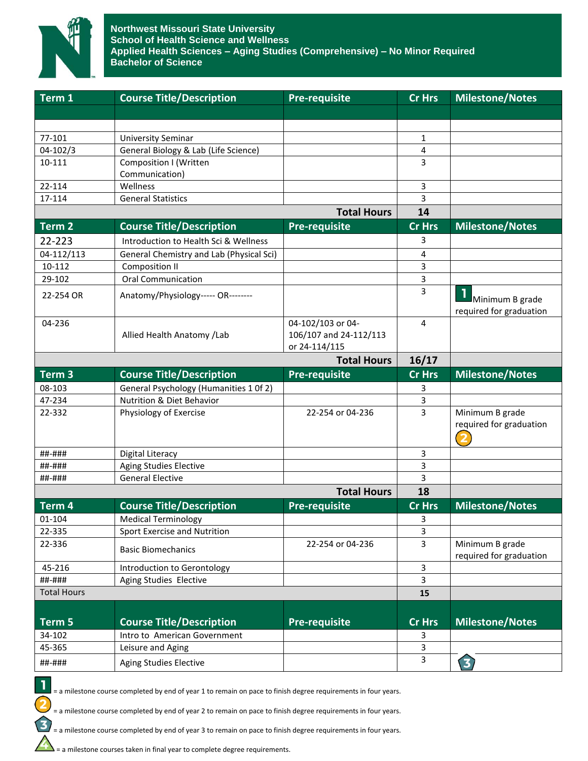**Northwest Missouri State University**
**School of Health Science and Wellness**
**Applied Health Sciences – Aging Studies (Comprehensive) – No Minor Required**
**Bachelor of Science**

| Term 1 | Course Title/Description | Pre-requisite | Cr Hrs | Milestone/Notes |
|---|---|---|---|---|
| | | | | |
| | | | | |
| 77-101 | University Seminar | | 1 | |
| 04-102/3 | General Biology & Lab (Life Science) | | 4 | |
| 10-111 | Composition I (Written Communication) | | 3 | |
| 22-114 | Wellness | | 3 | |
| 17-114 | General Statistics | | 3 | |
| | | **Total Hours** | **14** | |

| Term 2 | Course Title/Description | Pre-requisite | Cr Hrs | Milestone/Notes |
|---|---|---|---|---|
| 22-223 | Introduction to Health Sci & Wellness | | 3 | |
| 04-112/113 | General Chemistry and Lab (Physical Sci) | | 4 | |
| 10-112 | Composition II | | 3 | |
| 29-102 | Oral Communication | | 3 | |
| 22-254 OR | Anatomy/Physiology----- OR-------- | | 3 | 1 Minimum B grade required for graduation |
| 04-236 | Allied Health Anatomy /Lab | 04-102/103 or 04-106/107 and 24-112/113 or 24-114/115 | 4 | |
| | | **Total Hours** | **16/17** | |

| Term 3 | Course Title/Description | Pre-requisite | Cr Hrs | Milestone/Notes |
|---|---|---|---|---|
| 08-103 | General Psychology (Humanities 1 0f 2) | | 3 | |
| 47-234 | Nutrition & Diet Behavior | | 3 | |
| 22-332 | Physiology of Exercise | 22-254 or 04-236 | 3 | Minimum B grade required for graduation 2 |
| ##-### | Digital Literacy | | 3 | |
| ##-### | Aging Studies Elective | | 3 | |
| ##-### | General Elective | | 3 | |
| | | **Total Hours** | **18** | |

| Term 4 | Course Title/Description | Pre-requisite | Cr Hrs | Milestone/Notes |
|---|---|---|---|---|
| 01-104 | Medical Terminology | | 3 | |
| 22-335 | Sport Exercise and Nutrition | | 3 | |
| 22-336 | Basic Biomechanics | 22-254 or 04-236 | 3 | Minimum B grade required for graduation |
| 45-216 | Introduction to Gerontology | | 3 | |
| ##-### | Aging Studies Elective | | 3 | |
| Total Hours | | | 15 | |

| Term 5 | Course Title/Description | Pre-requisite | Cr Hrs | Milestone/Notes |
|---|---|---|---|---|
| 34-102 | Intro to American Government | | 3 | |
| 45-365 | Leisure and Aging | | 3 | |
| ##-### | Aging Studies Elective | | 3 | 3 |

1 = a milestone course completed by end of year 1 to remain on pace to finish degree requirements in four years.

2 = a milestone course completed by end of year 2 to remain on pace to finish degree requirements in four years.

3 = a milestone course completed by end of year 3 to remain on pace to finish degree requirements in four years.

4 = a milestone courses taken in final year to complete degree requirements.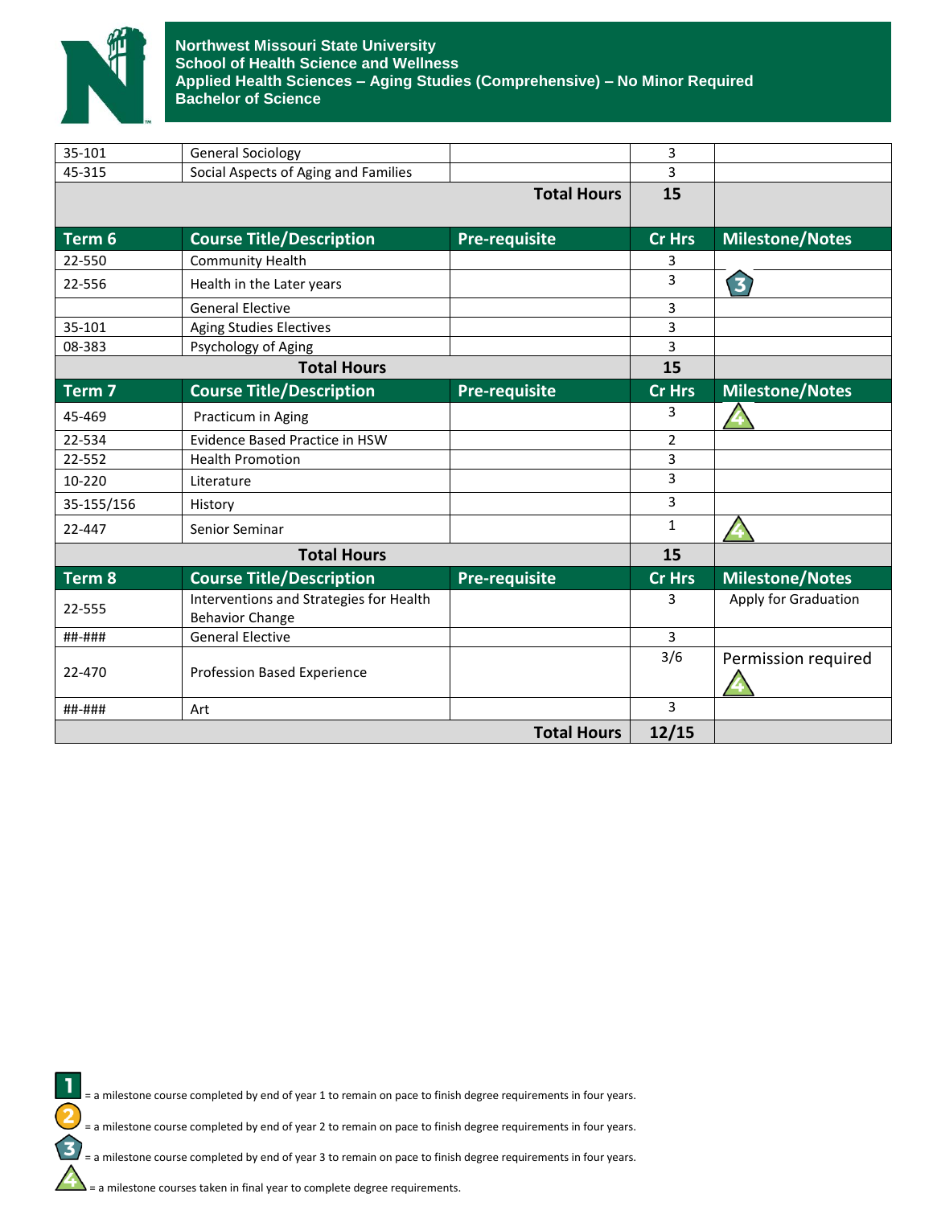**Northwest Missouri State University**
**School of Health Science and Wellness**
**Applied Health Sciences – Aging Studies (Comprehensive) – No Minor Required**
**Bachelor of Science**

| | | | | |
|---|---|---|---|---|
| 35-101 | General Sociology | | 3 | |
| 45-315 | Social Aspects of Aging and Families | | 3 | |
| | | **Total Hours** | **15** | |
| **Term 6** | **Course Title/Description** | **Pre-requisite** | **Cr Hrs** | **Milestone/Notes** |
| 22-550 | Community Health | | 3 | |
| 22-556 | Health in the Later years | | 3 | 3 |
| | General Elective | | 3 | |
| 35-101 | Aging Studies Electives | | 3 | |
| 08-383 | Psychology of Aging | | 3 | |
| | **Total Hours** | | **15** | |
| **Term 7** | **Course Title/Description** | **Pre-requisite** | **Cr Hrs** | **Milestone/Notes** |
| 45-469 | Practicum in Aging | | 3 | 4 |
| 22-534 | Evidence Based Practice in HSW | | 2 | |
| 22-552 | Health Promotion | | 3 | |
| 10-220 | Literature | | 3 | |
| 35-155/156 | History | | 3 | |
| 22-447 | Senior Seminar | | 1 | 4 |
| | **Total Hours** | | **15** | |
| **Term 8** | **Course Title/Description** | **Pre-requisite** | **Cr Hrs** | **Milestone/Notes** |
| 22-555 | Interventions and Strategies for Health Behavior Change | | 3 | Apply for Graduation |
| ##-### | General Elective | | 3 | |
| 22-470 | Profession Based Experience | | 3/6 | Permission required 4 |
| ##-### | Art | | 3 | |
| | | **Total Hours** | **12/15** | |

1 = a milestone course completed by end of year 1 to remain on pace to finish degree requirements in four years.

2 = a milestone course completed by end of year 2 to remain on pace to finish degree requirements in four years.

3 = a milestone course completed by end of year 3 to remain on pace to finish degree requirements in four years.

4 = a milestone courses taken in final year to complete degree requirements.